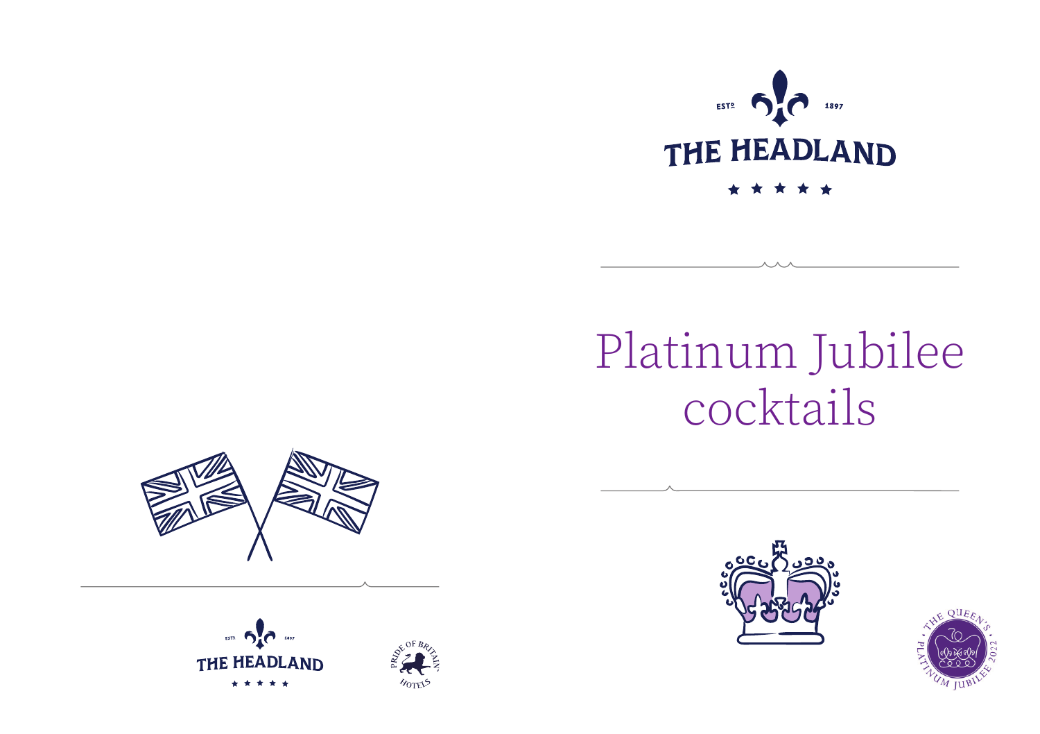ESTD 1897

THE HEADLAND

★ ★ ★ ★ ★

# Platinum Jubilee cocktails

THE QUEEN'S PLATINUM JUBILEE 2022

ESTD 1897

THE HEADLAND

★ ★ ★ ★ ★

PRIDE OF BRITAIN HOTELS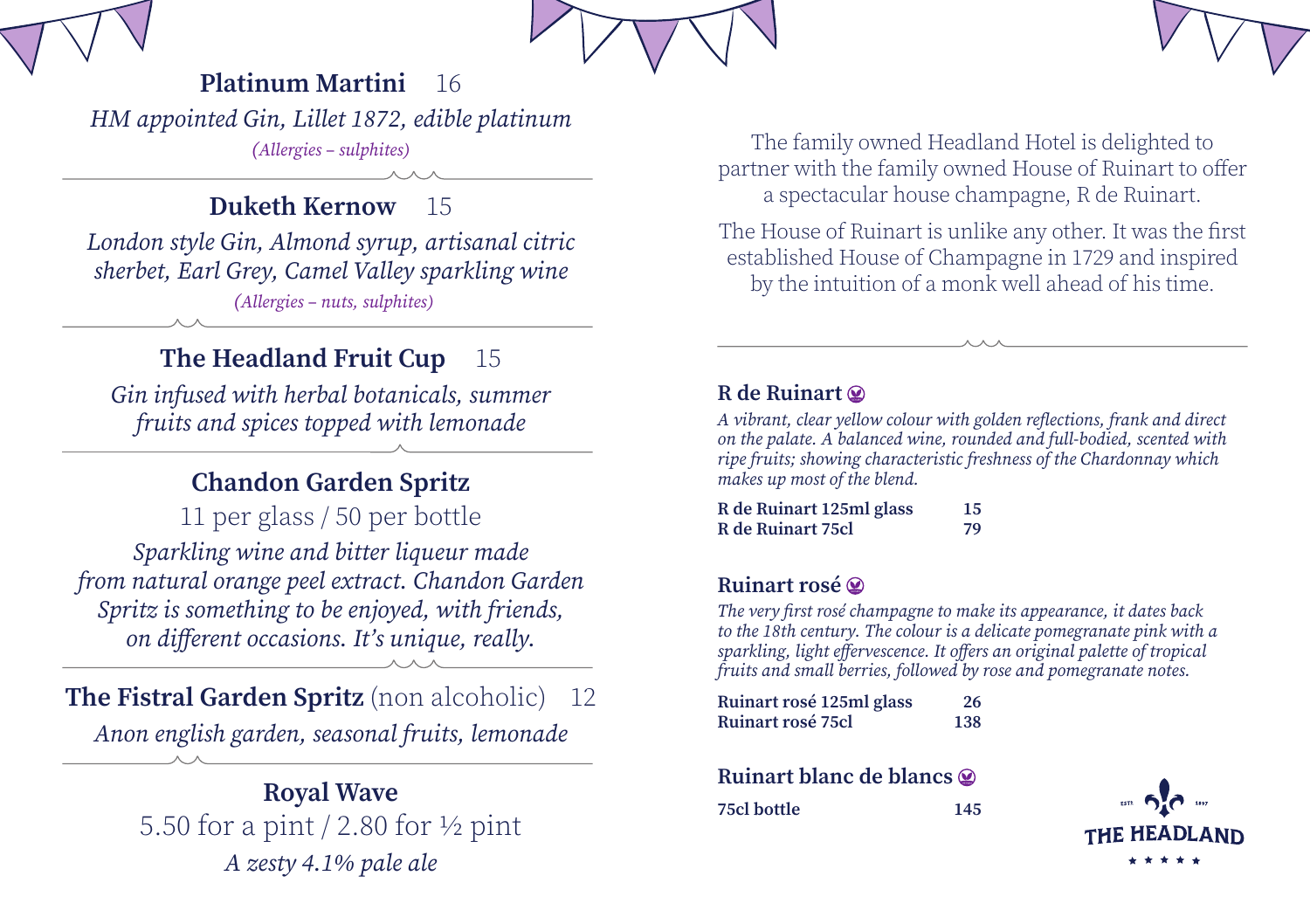**Platinum Martini** 16

*HM appointed Gin, Lillet 1872, edible platinum*

*(Allergies – sulphites)*

**Duketh Kernow** 15

*London style Gin, Almond syrup, artisanal citric sherbet, Earl Grey, Camel Valley sparkling wine*

*(Allergies – nuts, sulphites)*

**The Headland Fruit Cup** 15

*Gin infused with herbal botanicals, summer fruits and spices topped with lemonade*

**Chandon Garden Spritz**

11 per glass / 50 per bottle

*Sparkling wine and bitter liqueur made from natural orange peel extract. Chandon Garden Spritz is something to be enjoyed, with friends, on different occasions. It's unique, really.*

**The Fistral Garden Spritz** (non alcoholic) 12

*Anon english garden, seasonal fruits, lemonade*

**Royal Wave**

5.50 for a pint / 2.80 for ½ pint

*A zesty 4.1% pale ale*

The family owned Headland Hotel is delighted to partner with the family owned House of Ruinart to offer a spectacular house champagne, R de Ruinart.

The House of Ruinart is unlike any other. It was the first established House of Champagne in 1729 and inspired by the intuition of a monk well ahead of his time.

**R de Ruinart**

*A vibrant, clear yellow colour with golden reflections, frank and direct on the palate. A balanced wine, rounded and full-bodied, scented with ripe fruits; showing characteristic freshness of the Chardonnay which makes up most of the blend.*

| | |
|---|---|
| **R de Ruinart 125ml glass** | **15** |
| **R de Ruinart 75cl** | **79** |

**Ruinart rosé**

*The very first rosé champagne to make its appearance, it dates back to the 18th century. The colour is a delicate pomegranate pink with a sparkling, light effervescence. It offers an original palette of tropical fruits and small berries, followed by rose and pomegranate notes.*

| | |
|---|---|
| **Ruinart rosé 125ml glass** | **26** |
| **Ruinart rosé 75cl** | **138** |

**Ruinart blanc de blancs**

| | |
|---|---|
| **75cl bottle** | **145** |

ESTD 1897

THE HEADLAND

★ ★ ★ ★ ★